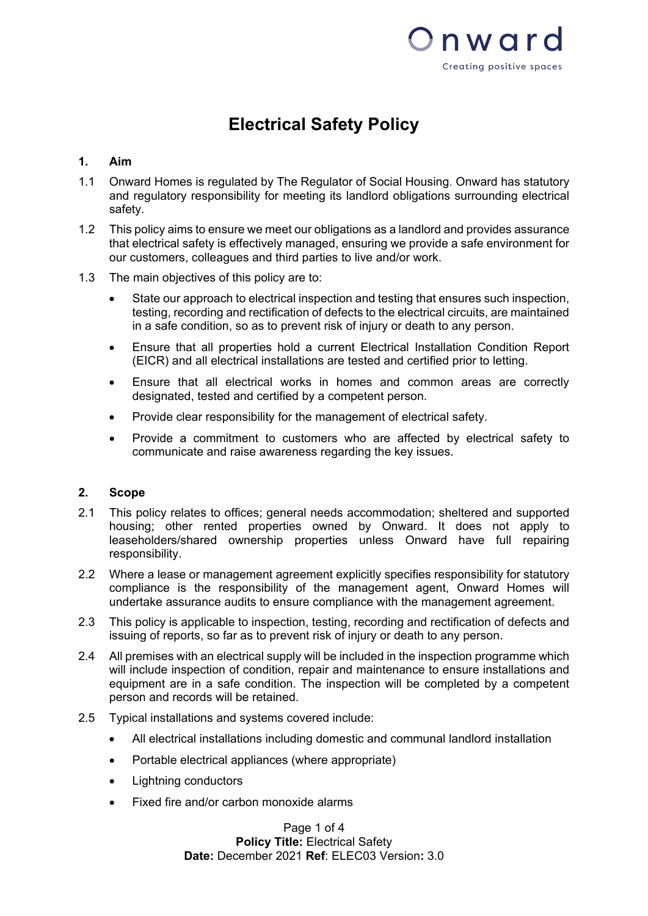# Electrical Safety Policy

## 1. Aim

1.1 Onward Homes is regulated by The Regulator of Social Housing. Onward has statutory and regulatory responsibility for meeting its landlord obligations surrounding electrical safety.

1.2 This policy aims to ensure we meet our obligations as a landlord and provides assurance that electrical safety is effectively managed, ensuring we provide a safe environment for our customers, colleagues and third parties to live and/or work.

1.3 The main objectives of this policy are to:

- State our approach to electrical inspection and testing that ensures such inspection, testing, recording and rectification of defects to the electrical circuits, are maintained in a safe condition, so as to prevent risk of injury or death to any person.
- Ensure that all properties hold a current Electrical Installation Condition Report (EICR) and all electrical installations are tested and certified prior to letting.
- Ensure that all electrical works in homes and common areas are correctly designated, tested and certified by a competent person.
- Provide clear responsibility for the management of electrical safety.
- Provide a commitment to customers who are affected by electrical safety to communicate and raise awareness regarding the key issues.

## 2. Scope

2.1 This policy relates to offices; general needs accommodation; sheltered and supported housing; other rented properties owned by Onward. It does not apply to leaseholders/shared ownership properties unless Onward have full repairing responsibility.

2.2 Where a lease or management agreement explicitly specifies responsibility for statutory compliance is the responsibility of the management agent, Onward Homes will undertake assurance audits to ensure compliance with the management agreement.

2.3 This policy is applicable to inspection, testing, recording and rectification of defects and issuing of reports, so far as to prevent risk of injury or death to any person.

2.4 All premises with an electrical supply will be included in the inspection programme which will include inspection of condition, repair and maintenance to ensure installations and equipment are in a safe condition. The inspection will be completed by a competent person and records will be retained.

2.5 Typical installations and systems covered include:

- All electrical installations including domestic and communal landlord installation
- Portable electrical appliances (where appropriate)
- Lightning conductors
- Fixed fire and/or carbon monoxide alarms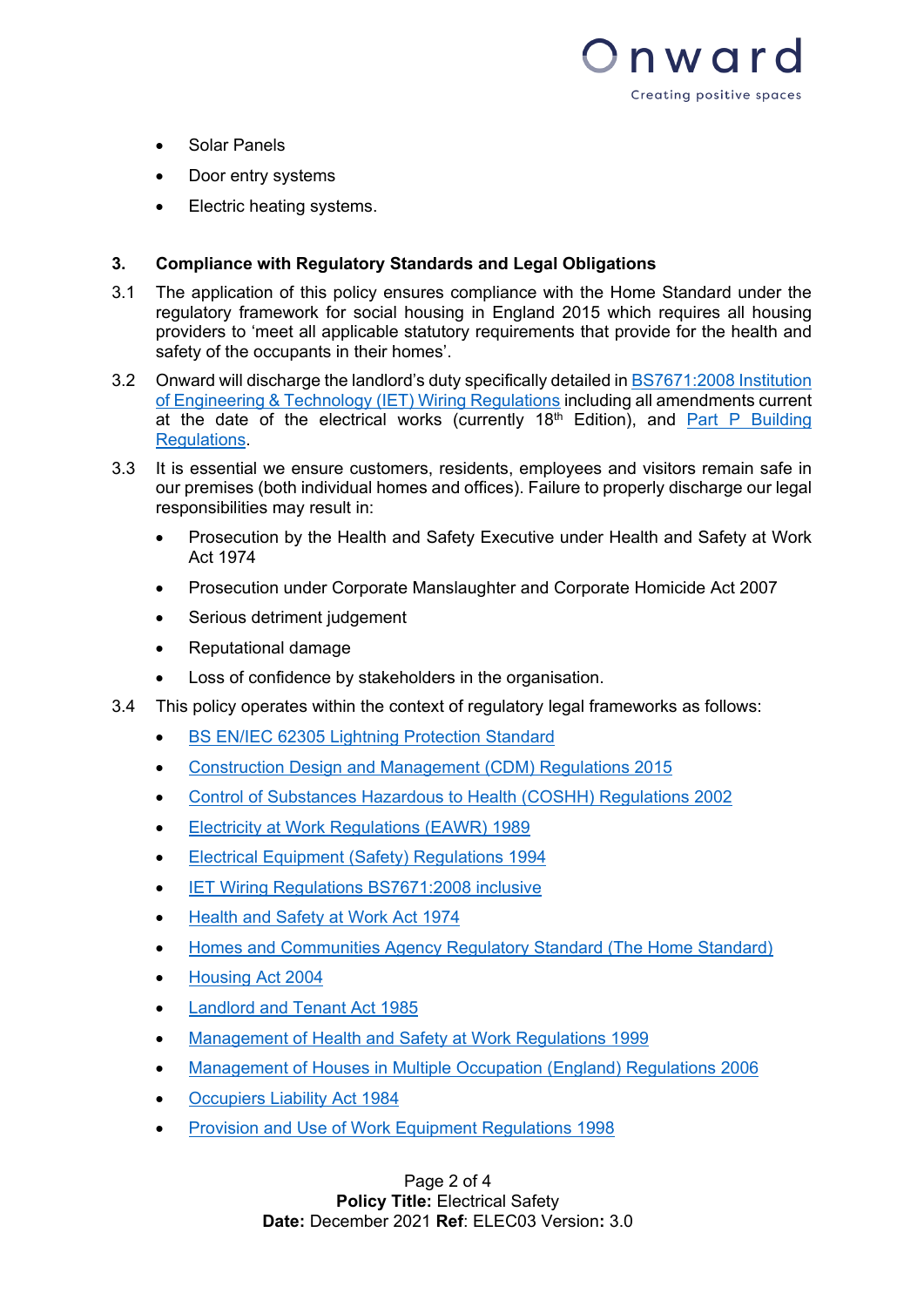- Solar Panels
- Door entry systems
- Electric heating systems.

## 3. Compliance with Regulatory Standards and Legal Obligations

3.1 The application of this policy ensures compliance with the Home Standard under the regulatory framework for social housing in England 2015 which requires all housing providers to 'meet all applicable statutory requirements that provide for the health and safety of the occupants in their homes'.

3.2 Onward will discharge the landlord's duty specifically detailed in BS7671:2008 Institution of Engineering & Technology (IET) Wiring Regulations including all amendments current at the date of the electrical works (currently 18th Edition), and Part P Building Regulations.

3.3 It is essential we ensure customers, residents, employees and visitors remain safe in our premises (both individual homes and offices). Failure to properly discharge our legal responsibilities may result in:

- Prosecution by the Health and Safety Executive under Health and Safety at Work Act 1974
- Prosecution under Corporate Manslaughter and Corporate Homicide Act 2007
- Serious detriment judgement
- Reputational damage
- Loss of confidence by stakeholders in the organisation.

3.4 This policy operates within the context of regulatory legal frameworks as follows:

- BS EN/IEC 62305 Lightning Protection Standard
- Construction Design and Management (CDM) Regulations 2015
- Control of Substances Hazardous to Health (COSHH) Regulations 2002
- Electricity at Work Regulations (EAWR) 1989
- Electrical Equipment (Safety) Regulations 1994
- IET Wiring Regulations BS7671:2008 inclusive
- Health and Safety at Work Act 1974
- Homes and Communities Agency Regulatory Standard (The Home Standard)
- Housing Act 2004
- Landlord and Tenant Act 1985
- Management of Health and Safety at Work Regulations 1999
- Management of Houses in Multiple Occupation (England) Regulations 2006
- Occupiers Liability Act 1984
- Provision and Use of Work Equipment Regulations 1998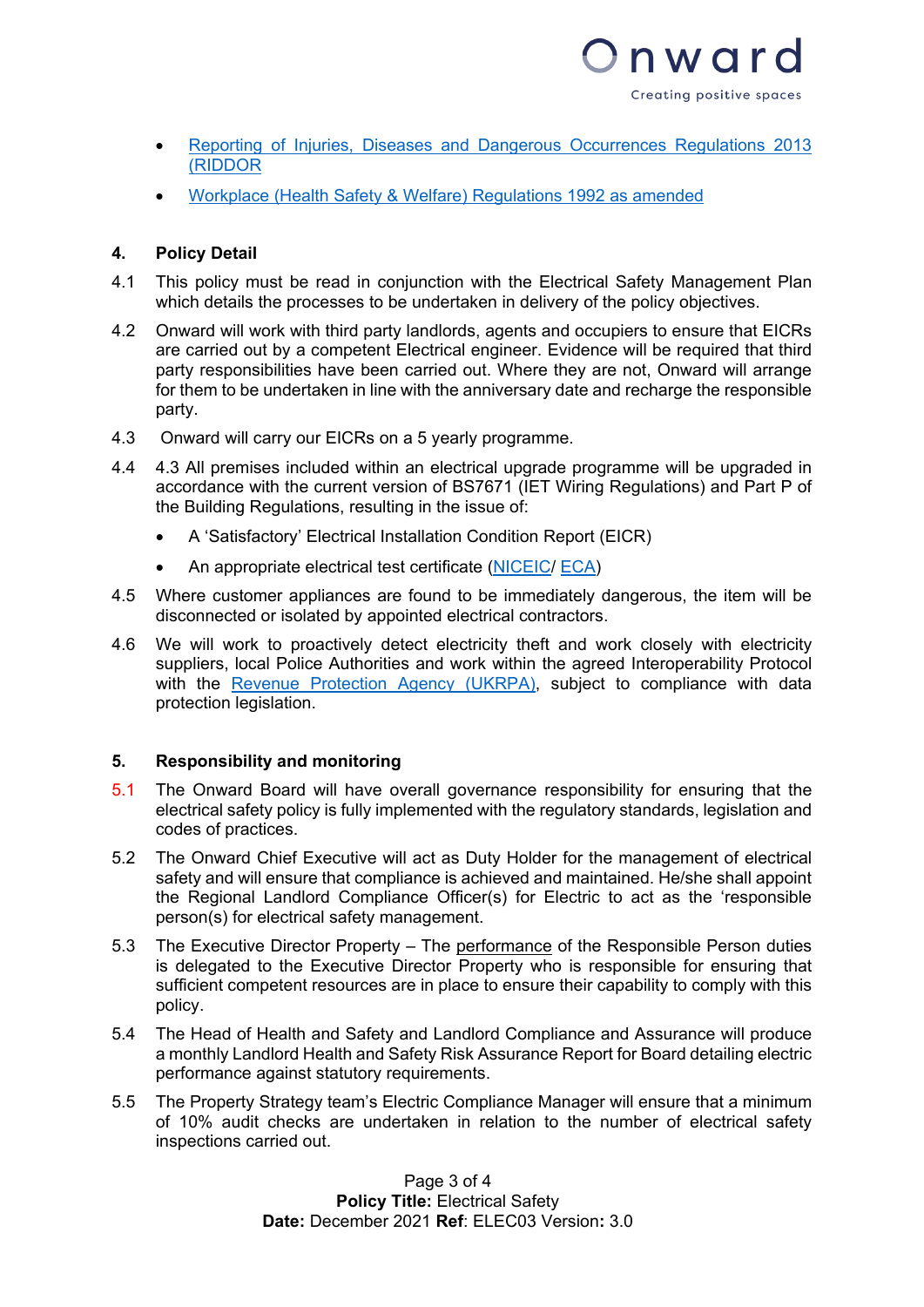- [Reporting of Injuries, Diseases and Dangerous Occurrences Regulations 2013 (RIDDOR]()
- [Workplace (Health Safety & Welfare) Regulations 1992 as amended]()

## 4. Policy Detail

4.1 This policy must be read in conjunction with the Electrical Safety Management Plan which details the processes to be undertaken in delivery of the policy objectives.

4.2 Onward will work with third party landlords, agents and occupiers to ensure that EICRs are carried out by a competent Electrical engineer. Evidence will be required that third party responsibilities have been carried out. Where they are not, Onward will arrange for them to be undertaken in line with the anniversary date and recharge the responsible party.

4.3 Onward will carry our EICRs on a 5 yearly programme.

4.4 4.3 All premises included within an electrical upgrade programme will be upgraded in accordance with the current version of BS7671 (IET Wiring Regulations) and Part P of the Building Regulations, resulting in the issue of:

- A 'Satisfactory' Electrical Installation Condition Report (EICR)
- An appropriate electrical test certificate ([NICEIC]()/ [ECA]())

4.5 Where customer appliances are found to be immediately dangerous, the item will be disconnected or isolated by appointed electrical contractors.

4.6 We will work to proactively detect electricity theft and work closely with electricity suppliers, local Police Authorities and work within the agreed Interoperability Protocol with the [Revenue Protection Agency (UKRPA)](), subject to compliance with data protection legislation.

## 5. Responsibility and monitoring

5.1 The Onward Board will have overall governance responsibility for ensuring that the electrical safety policy is fully implemented with the regulatory standards, legislation and codes of practices.

5.2 The Onward Chief Executive will act as Duty Holder for the management of electrical safety and will ensure that compliance is achieved and maintained. He/she shall appoint the Regional Landlord Compliance Officer(s) for Electric to act as the 'responsible person(s) for electrical safety management.

5.3 The Executive Director Property – The performance of the Responsible Person duties is delegated to the Executive Director Property who is responsible for ensuring that sufficient competent resources are in place to ensure their capability to comply with this policy.

5.4 The Head of Health and Safety and Landlord Compliance and Assurance will produce a monthly Landlord Health and Safety Risk Assurance Report for Board detailing electric performance against statutory requirements.

5.5 The Property Strategy team's Electric Compliance Manager will ensure that a minimum of 10% audit checks are undertaken in relation to the number of electrical safety inspections carried out.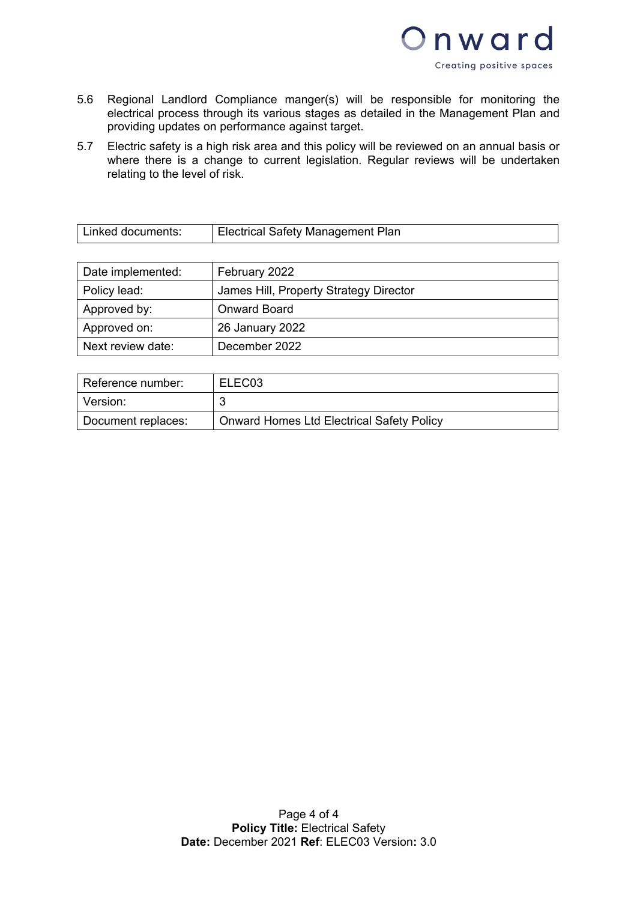5.6 Regional Landlord Compliance manger(s) will be responsible for monitoring the electrical process through its various stages as detailed in the Management Plan and providing updates on performance against target.

5.7 Electric safety is a high risk area and this policy will be reviewed on an annual basis or where there is a change to current legislation. Regular reviews will be undertaken relating to the level of risk.

| | |
|---|---|
| Linked documents: | Electrical Safety Management Plan |

| | |
|---|---|
| Date implemented: | February 2022 |
| Policy lead: | James Hill, Property Strategy Director |
| Approved by: | Onward Board |
| Approved on: | 26 January 2022 |
| Next review date: | December 2022 |

| | |
|---|---|
| Reference number: | ELEC03 |
| Version: | 3 |
| Document replaces: | Onward Homes Ltd Electrical Safety Policy |